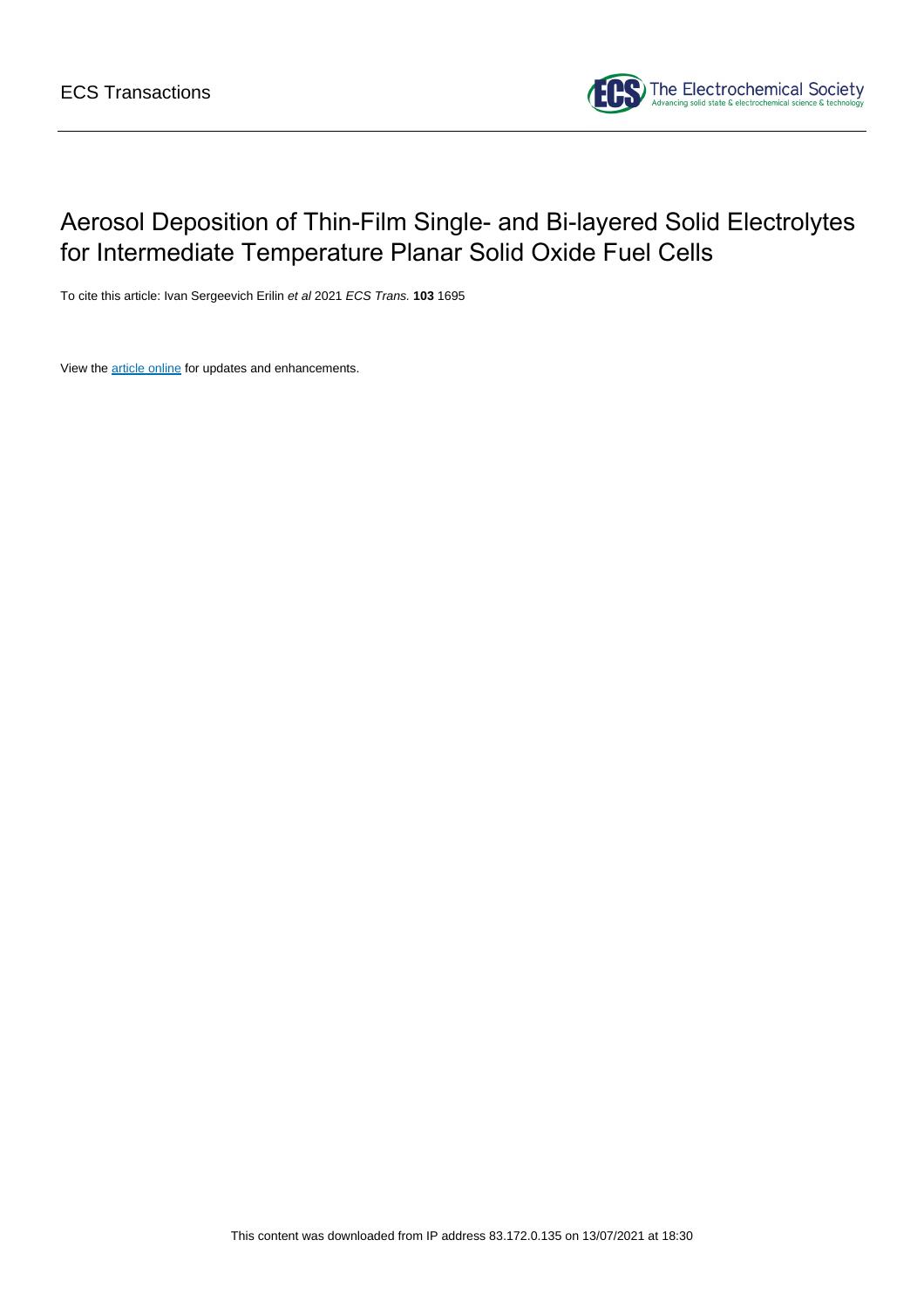ECS Transactions

# Aerosol Deposition of Thin-Film Single- and Bi-layered Solid Electrolytes for Intermediate Temperature Planar Solid Oxide Fuel Cells

To cite this article: Ivan Sergeevich Erilin *et al* 2021 *ECS Trans.* **103** 1695

View the article online for updates and enhancements.

This content was downloaded from IP address 83.172.0.135 on 13/07/2021 at 18:30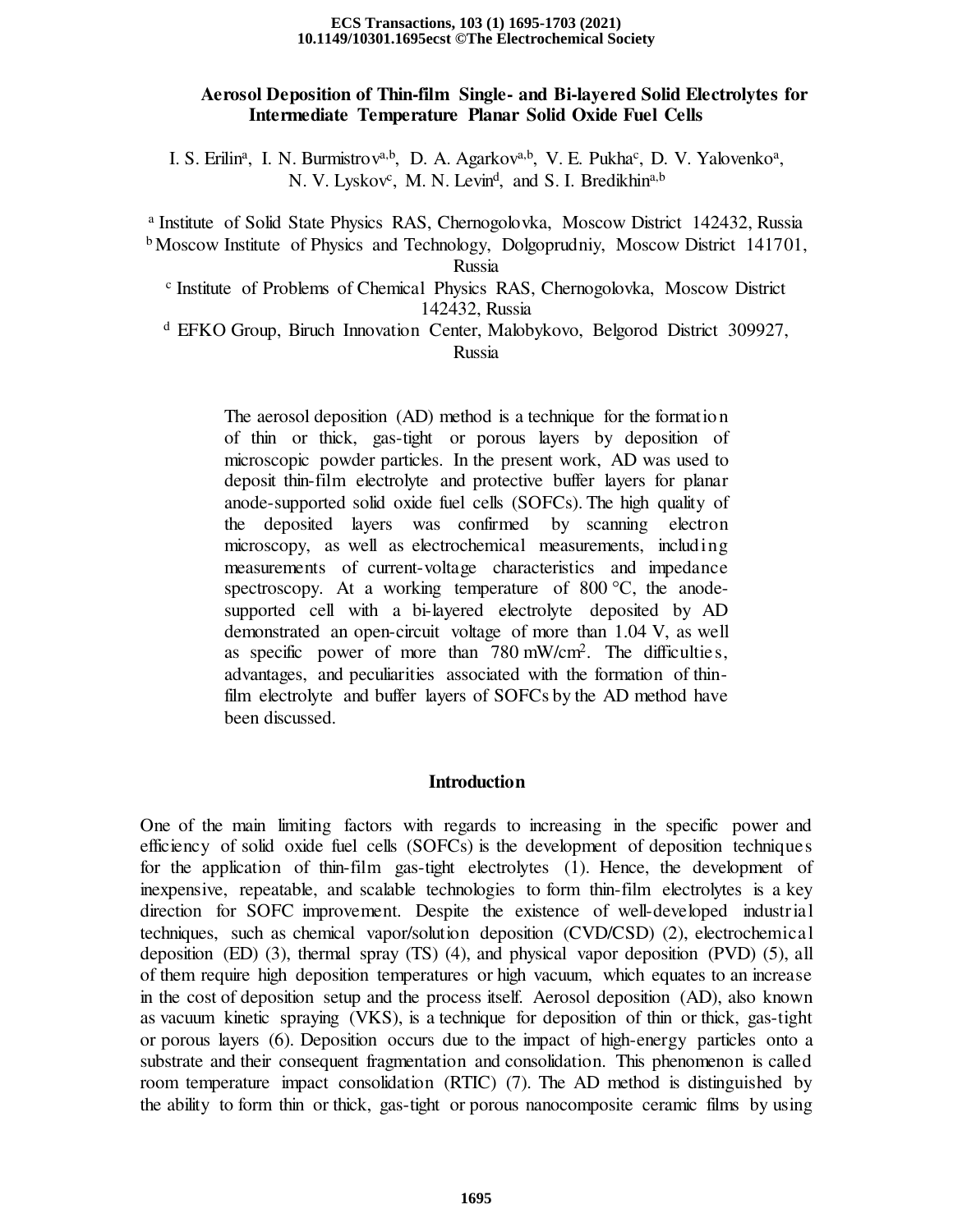# Aerosol Deposition of Thin-film Single- and Bi-layered Solid Electrolytes for Intermediate Temperature Planar Solid Oxide Fuel Cells

I. S. Erilin[a], I. N. Burmistrov[a,b], D. A. Agarkov[a,b], V. E. Pukha[c], D. V. Yalovenko[a], N. V. Lyskov[c], M. N. Levin[d], and S. I. Bredikhin[a,b]

[a] Institute of Solid State Physics RAS, Chernogolovka, Moscow District 142432, Russia

[b] Moscow Institute of Physics and Technology, Dolgoprudniy, Moscow District 141701, Russia

[c] Institute of Problems of Chemical Physics RAS, Chernogolovka, Moscow District 142432, Russia

[d] EFKO Group, Biruch Innovation Center, Malobykovo, Belgorod District 309927, Russia

The aerosol deposition (AD) method is a technique for the formation of thin or thick, gas-tight or porous layers by deposition of microscopic powder particles. In the present work, AD was used to deposit thin-film electrolyte and protective buffer layers for planar anode-supported solid oxide fuel cells (SOFCs). The high quality of the deposited layers was confirmed by scanning electron microscopy, as well as electrochemical measurements, including measurements of current-voltage characteristics and impedance spectroscopy. At a working temperature of 800 °C, the anode-supported cell with a bi-layered electrolyte deposited by AD demonstrated an open-circuit voltage of more than 1.04 V, as well as specific power of more than 780 mW/cm$^2$. The difficulties, advantages, and peculiarities associated with the formation of thin-film electrolyte and buffer layers of SOFCs by the AD method have been discussed.

## Introduction

One of the main limiting factors with regards to increasing in the specific power and efficiency of solid oxide fuel cells (SOFCs) is the development of deposition techniques for the application of thin-film gas-tight electrolytes (1). Hence, the development of inexpensive, repeatable, and scalable technologies to form thin-film electrolytes is a key direction for SOFC improvement. Despite the existence of well-developed industrial techniques, such as chemical vapor/solution deposition (CVD/CSD) (2), electrochemical deposition (ED) (3), thermal spray (TS) (4), and physical vapor deposition (PVD) (5), all of them require high deposition temperatures or high vacuum, which equates to an increase in the cost of deposition setup and the process itself. Aerosol deposition (AD), also known as vacuum kinetic spraying (VKS), is a technique for deposition of thin or thick, gas-tight or porous layers (6). Deposition occurs due to the impact of high-energy particles onto a substrate and their consequent fragmentation and consolidation. This phenomenon is called room temperature impact consolidation (RTIC) (7). The AD method is distinguished by the ability to form thin or thick, gas-tight or porous nanocomposite ceramic films by using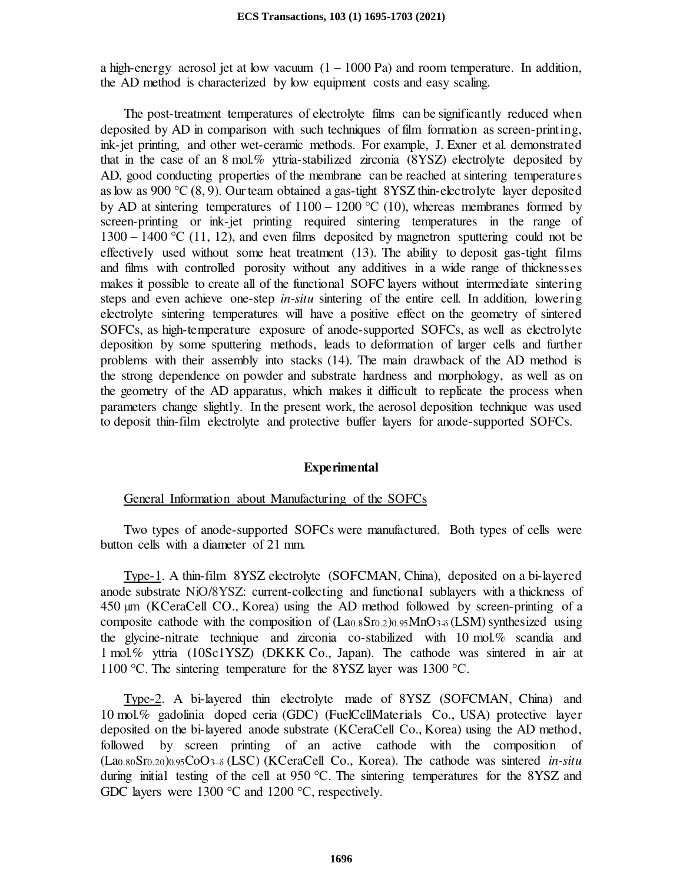a high-energy aerosol jet at low vacuum (1 – 1000 Pa) and room temperature. In addition, the AD method is characterized by low equipment costs and easy scaling.

The post-treatment temperatures of electrolyte films can be significantly reduced when deposited by AD in comparison with such techniques of film formation as screen-printing, ink-jet printing, and other wet-ceramic methods. For example, J. Exner et al. demonstrated that in the case of an 8 mol.% yttria-stabilized zirconia (8YSZ) electrolyte deposited by AD, good conducting properties of the membrane can be reached at sintering temperatures as low as 900 °C (8, 9). Our team obtained a gas-tight 8YSZ thin-electrolyte layer deposited by AD at sintering temperatures of 1100 – 1200 °C (10), whereas membranes formed by screen-printing or ink-jet printing required sintering temperatures in the range of 1300 – 1400 °C (11, 12), and even films deposited by magnetron sputtering could not be effectively used without some heat treatment (13). The ability to deposit gas-tight films and films with controlled porosity without any additives in a wide range of thicknesses makes it possible to create all of the functional SOFC layers without intermediate sintering steps and even achieve one-step *in-situ* sintering of the entire cell. In addition, lowering electrolyte sintering temperatures will have a positive effect on the geometry of sintered SOFCs, as high-temperature exposure of anode-supported SOFCs, as well as electrolyte deposition by some sputtering methods, leads to deformation of larger cells and further problems with their assembly into stacks (14). The main drawback of the AD method is the strong dependence on powder and substrate hardness and morphology, as well as on the geometry of the AD apparatus, which makes it difficult to replicate the process when parameters change slightly. In the present work, the aerosol deposition technique was used to deposit thin-film electrolyte and protective buffer layers for anode-supported SOFCs.

## Experimental

### General Information about Manufacturing of the SOFCs

Two types of anode-supported SOFCs were manufactured. Both types of cells were button cells with a diameter of 21 mm.

Type-1. A thin-film 8YSZ electrolyte (SOFCMAN, China), deposited on a bi-layered anode substrate NiO/8YSZ: current-collecting and functional sublayers with a thickness of 450 μm (KCeraCell CO., Korea) using the AD method followed by screen-printing of a composite cathode with the composition of $(La_{0.8}Sr_{0.2})_{0.95}MnO_{3-\delta}$ (LSM) synthesized using the glycine-nitrate technique and zirconia co-stabilized with 10 mol.% scandia and 1 mol.% yttria (10Sc1YSZ) (DKKK Co., Japan). The cathode was sintered in air at 1100 °C. The sintering temperature for the 8YSZ layer was 1300 °C.

Type-2. A bi-layered thin electrolyte made of 8YSZ (SOFCMAN, China) and 10 mol.% gadolinia doped ceria (GDC) (FuelCellMaterials Co., USA) protective layer deposited on the bi-layered anode substrate (KCeraCell Co., Korea) using the AD method, followed by screen printing of an active cathode with the composition of $(La_{0.80}Sr_{0.20})_{0.95}CoO_{3-\delta}$ (LSC) (KCeraCell Co., Korea). The cathode was sintered *in-situ* during initial testing of the cell at 950 °C. The sintering temperatures for the 8YSZ and GDC layers were 1300 °C and 1200 °C, respectively.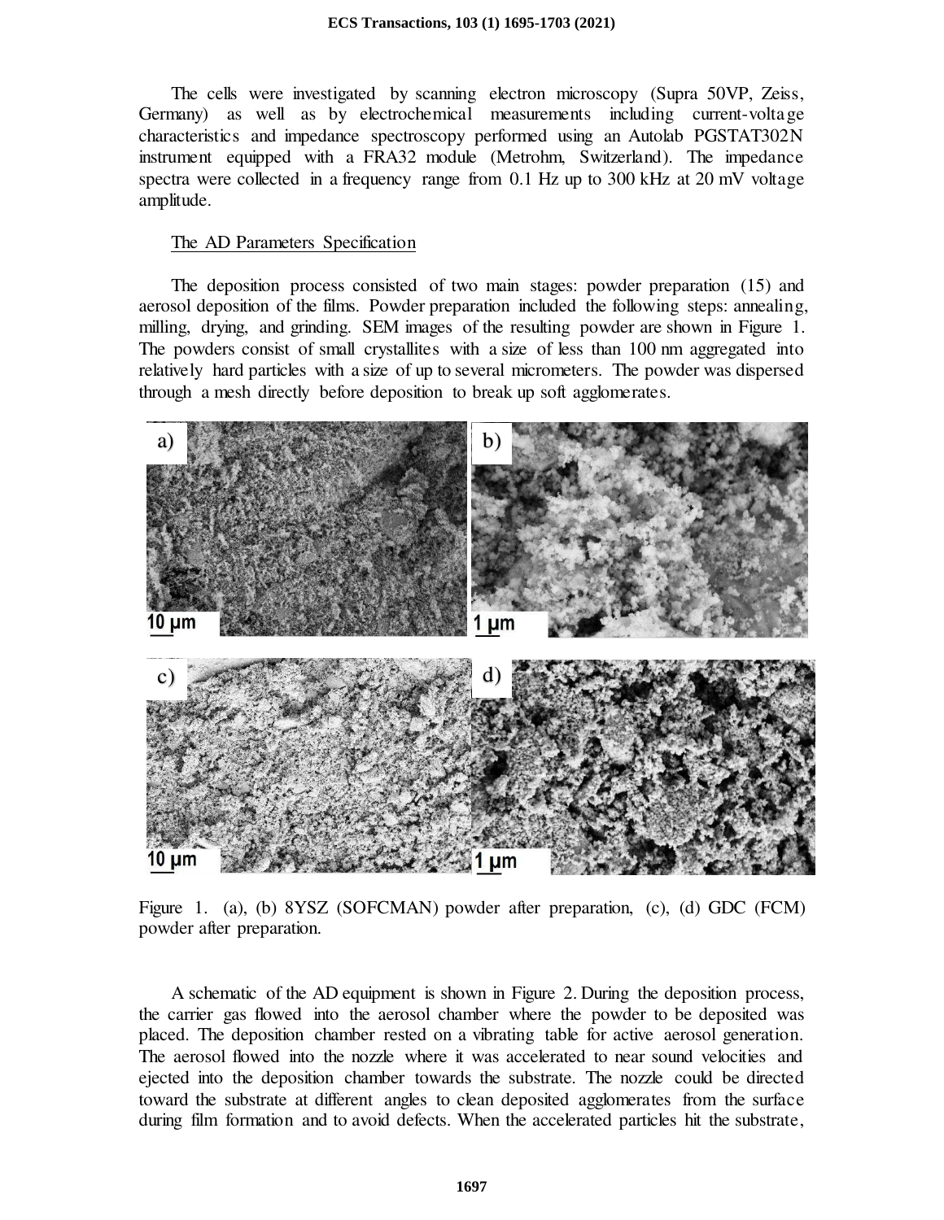The cells were investigated by scanning electron microscopy (Supra 50VP, Zeiss, Germany) as well as by electrochemical measurements including current-voltage characteristics and impedance spectroscopy performed using an Autolab PGSTAT302N instrument equipped with a FRA32 module (Metrohm, Switzerland). The impedance spectra were collected in a frequency range from 0.1 Hz up to 300 kHz at 20 mV voltage amplitude.

### The AD Parameters Specification

The deposition process consisted of two main stages: powder preparation (15) and aerosol deposition of the films. Powder preparation included the following steps: annealing, milling, drying, and grinding. SEM images of the resulting powder are shown in Figure 1. The powders consist of small crystallites with a size of less than 100 nm aggregated into relatively hard particles with a size of up to several micrometers. The powder was dispersed through a mesh directly before deposition to break up soft agglomerates.

Figure 1. (a), (b) 8YSZ (SOFCMAN) powder after preparation, (c), (d) GDC (FCM) powder after preparation.

A schematic of the AD equipment is shown in Figure 2. During the deposition process, the carrier gas flowed into the aerosol chamber where the powder to be deposited was placed. The deposition chamber rested on a vibrating table for active aerosol generation. The aerosol flowed into the nozzle where it was accelerated to near sound velocities and ejected into the deposition chamber towards the substrate. The nozzle could be directed toward the substrate at different angles to clean deposited agglomerates from the surface during film formation and to avoid defects. When the accelerated particles hit the substrate,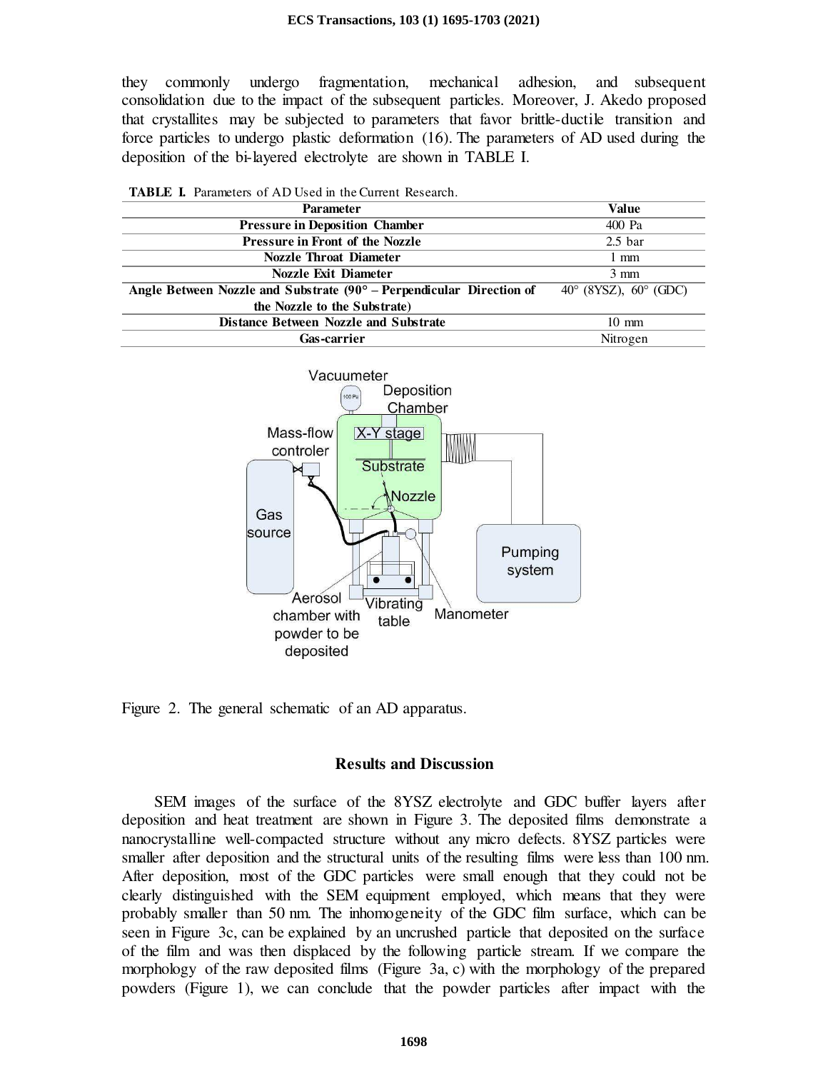they commonly undergo fragmentation, mechanical adhesion, and subsequent consolidation due to the impact of the subsequent particles. Moreover, J. Akedo proposed that crystallites may be subjected to parameters that favor brittle-ductile transition and force particles to undergo plastic deformation (16). The parameters of AD used during the deposition of the bi-layered electrolyte are shown in TABLE I.

**TABLE I.** Parameters of AD Used in the Current Research.

| Parameter | Value |
|---|---|
| **Pressure in Deposition Chamber** | 400 Pa |
| **Pressure in Front of the Nozzle** | 2.5 bar |
| **Nozzle Throat Diameter** | 1 mm |
| **Nozzle Exit Diameter** | 3 mm |
| **Angle Between Nozzle and Substrate (90° – Perpendicular Direction of the Nozzle to the Substrate)** | 40° (8YSZ), 60° (GDC) |
| **Distance Between Nozzle and Substrate** | 10 mm |
| **Gas-carrier** | Nitrogen |

Figure 2. The general schematic of an AD apparatus.

## Results and Discussion

SEM images of the surface of the 8YSZ electrolyte and GDC buffer layers after deposition and heat treatment are shown in Figure 3. The deposited films demonstrate a nanocrystalline well-compacted structure without any micro defects. 8YSZ particles were smaller after deposition and the structural units of the resulting films were less than 100 nm. After deposition, most of the GDC particles were small enough that they could not be clearly distinguished with the SEM equipment employed, which means that they were probably smaller than 50 nm. The inhomogeneity of the GDC film surface, which can be seen in Figure 3c, can be explained by an uncrushed particle that deposited on the surface of the film and was then displaced by the following particle stream. If we compare the morphology of the raw deposited films (Figure 3a, c) with the morphology of the prepared powders (Figure 1), we can conclude that the powder particles after impact with the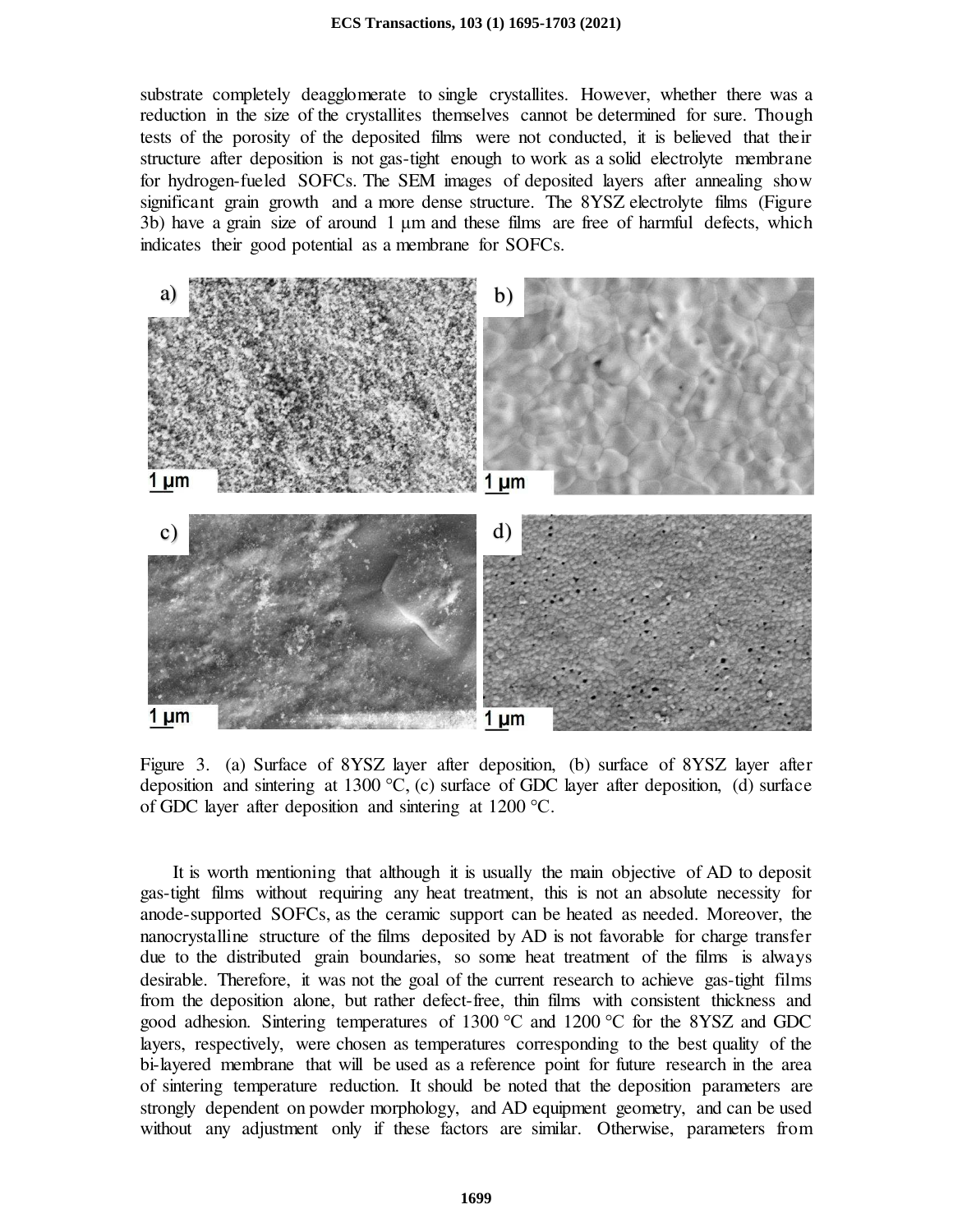substrate completely deagglomerate to single crystallites. However, whether there was a reduction in the size of the crystallites themselves cannot be determined for sure. Though tests of the porosity of the deposited films were not conducted, it is believed that their structure after deposition is not gas-tight enough to work as a solid electrolyte membrane for hydrogen-fueled SOFCs. The SEM images of deposited layers after annealing show significant grain growth and a more dense structure. The 8YSZ electrolyte films (Figure 3b) have a grain size of around 1 µm and these films are free of harmful defects, which indicates their good potential as a membrane for SOFCs.

Figure 3. (a) Surface of 8YSZ layer after deposition, (b) surface of 8YSZ layer after deposition and sintering at 1300 °C, (c) surface of GDC layer after deposition, (d) surface of GDC layer after deposition and sintering at 1200 °C.

It is worth mentioning that although it is usually the main objective of AD to deposit gas-tight films without requiring any heat treatment, this is not an absolute necessity for anode-supported SOFCs, as the ceramic support can be heated as needed. Moreover, the nanocrystalline structure of the films deposited by AD is not favorable for charge transfer due to the distributed grain boundaries, so some heat treatment of the films is always desirable. Therefore, it was not the goal of the current research to achieve gas-tight films from the deposition alone, but rather defect-free, thin films with consistent thickness and good adhesion. Sintering temperatures of 1300 °C and 1200 °C for the 8YSZ and GDC layers, respectively, were chosen as temperatures corresponding to the best quality of the bi-layered membrane that will be used as a reference point for future research in the area of sintering temperature reduction. It should be noted that the deposition parameters are strongly dependent on powder morphology, and AD equipment geometry, and can be used without any adjustment only if these factors are similar. Otherwise, parameters from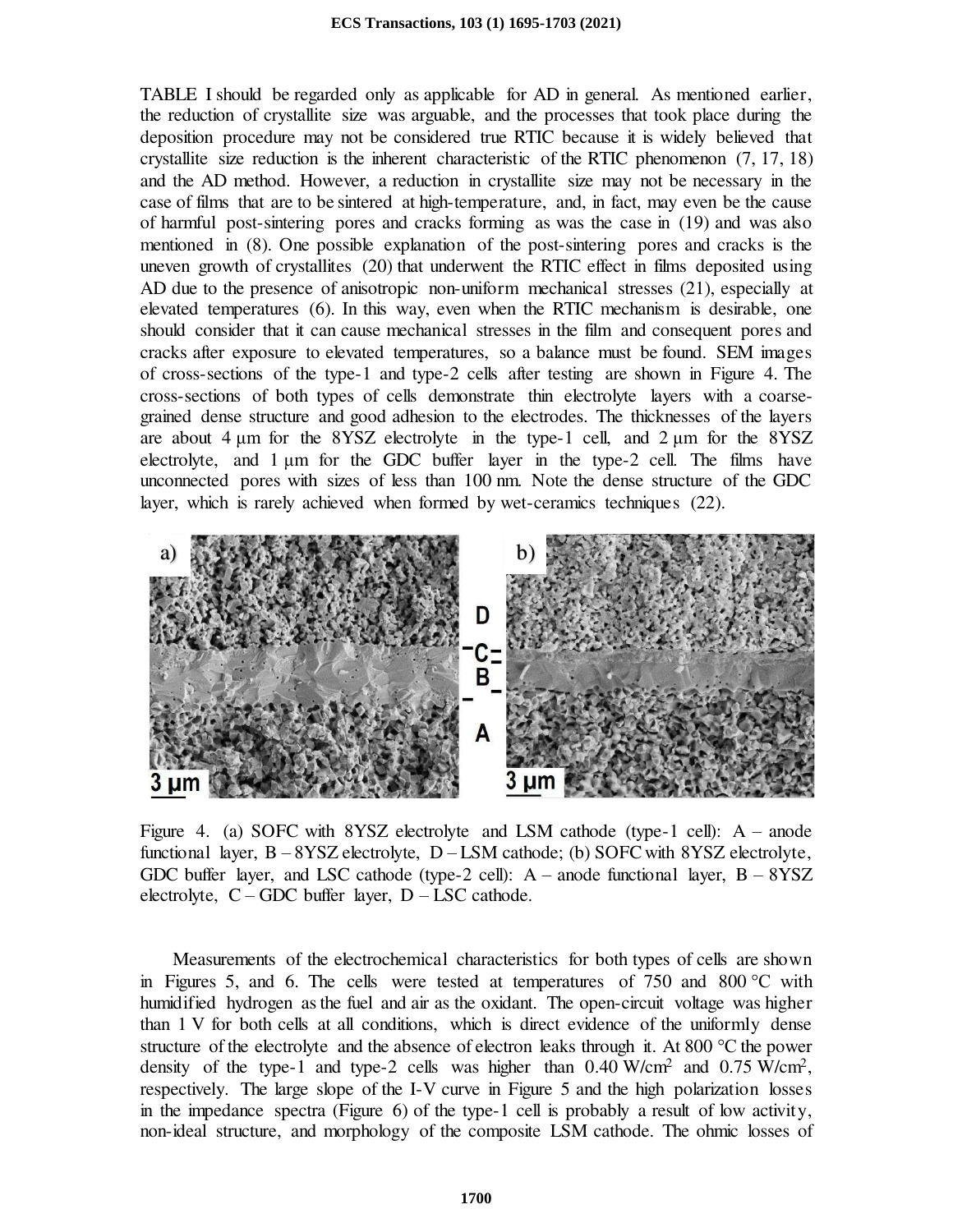TABLE I should be regarded only as applicable for AD in general. As mentioned earlier, the reduction of crystallite size was arguable, and the processes that took place during the deposition procedure may not be considered true RTIC because it is widely believed that crystallite size reduction is the inherent characteristic of the RTIC phenomenon (7, 17, 18) and the AD method. However, a reduction in crystallite size may not be necessary in the case of films that are to be sintered at high-temperature, and, in fact, may even be the cause of harmful post-sintering pores and cracks forming as was the case in (19) and was also mentioned in (8). One possible explanation of the post-sintering pores and cracks is the uneven growth of crystallites (20) that underwent the RTIC effect in films deposited using AD due to the presence of anisotropic non-uniform mechanical stresses (21), especially at elevated temperatures (6). In this way, even when the RTIC mechanism is desirable, one should consider that it can cause mechanical stresses in the film and consequent pores and cracks after exposure to elevated temperatures, so a balance must be found. SEM images of cross-sections of the type-1 and type-2 cells after testing are shown in Figure 4. The cross-sections of both types of cells demonstrate thin electrolyte layers with a coarse-grained dense structure and good adhesion to the electrodes. The thicknesses of the layers are about 4 µm for the 8YSZ electrolyte in the type-1 cell, and 2 µm for the 8YSZ electrolyte, and 1 µm for the GDC buffer layer in the type-2 cell. The films have unconnected pores with sizes of less than 100 nm. Note the dense structure of the GDC layer, which is rarely achieved when formed by wet-ceramics techniques (22).

Figure 4. (a) SOFC with 8YSZ electrolyte and LSM cathode (type-1 cell): A – anode functional layer, B – 8YSZ electrolyte, D – LSM cathode; (b) SOFC with 8YSZ electrolyte, GDC buffer layer, and LSC cathode (type-2 cell): A – anode functional layer, B – 8YSZ electrolyte, C – GDC buffer layer, D – LSC cathode.

Measurements of the electrochemical characteristics for both types of cells are shown in Figures 5, and 6. The cells were tested at temperatures of 750 and 800 °C with humidified hydrogen as the fuel and air as the oxidant. The open-circuit voltage was higher than 1 V for both cells at all conditions, which is direct evidence of the uniformly dense structure of the electrolyte and the absence of electron leaks through it. At 800 °C the power density of the type-1 and type-2 cells was higher than 0.40 W/cm$^2$ and 0.75 W/cm$^2$, respectively. The large slope of the I-V curve in Figure 5 and the high polarization losses in the impedance spectra (Figure 6) of the type-1 cell is probably a result of low activity, non-ideal structure, and morphology of the composite LSM cathode. The ohmic losses of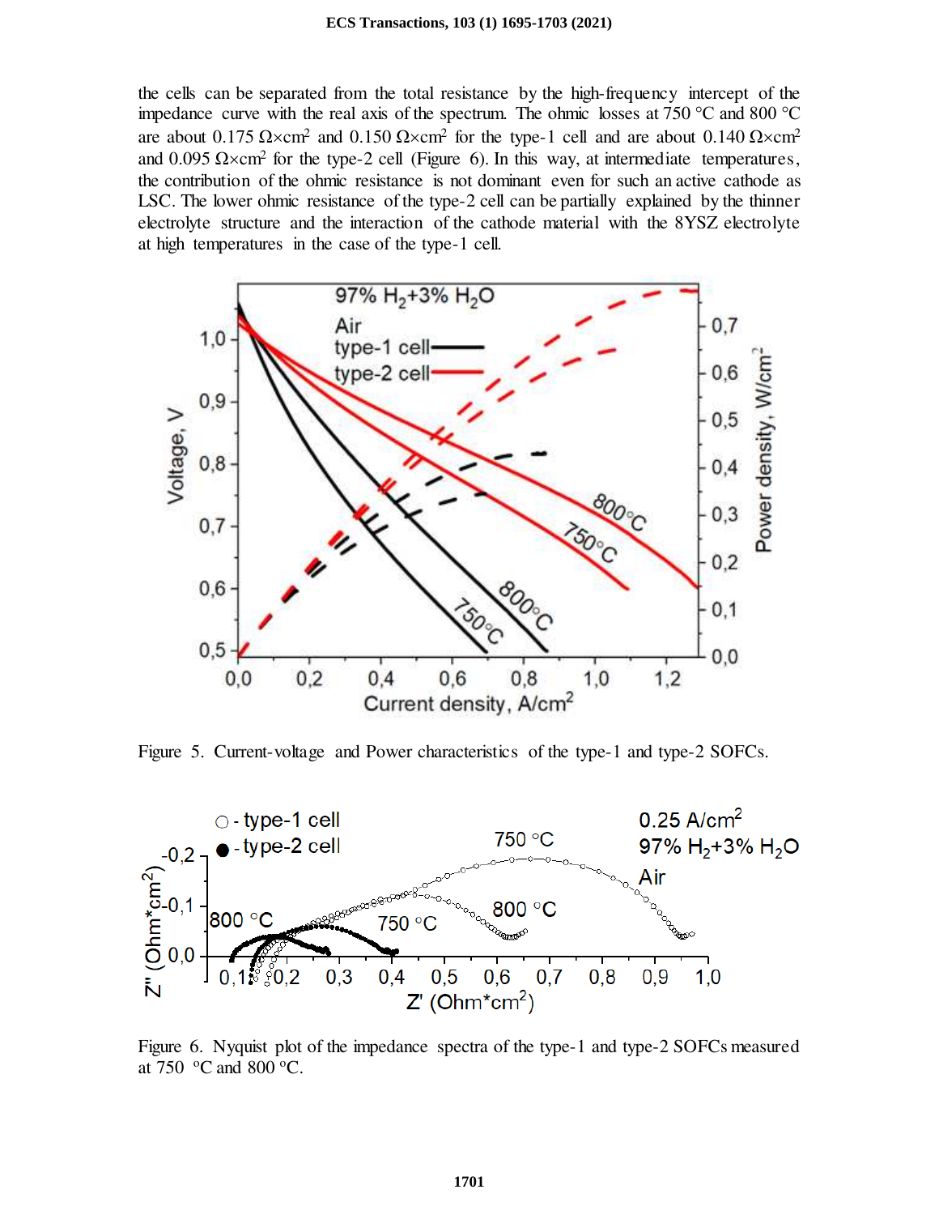the cells can be separated from the total resistance by the high-frequency intercept of the impedance curve with the real axis of the spectrum. The ohmic losses at 750 °C and 800 °C are about 0.175 Ω×cm$^2$ and 0.150 Ω×cm$^2$ for the type-1 cell and are about 0.140 Ω×cm$^2$ and 0.095 Ω×cm$^2$ for the type-2 cell (Figure 6). In this way, at intermediate temperatures, the contribution of the ohmic resistance is not dominant even for such an active cathode as LSC. The lower ohmic resistance of the type-2 cell can be partially explained by the thinner electrolyte structure and the interaction of the cathode material with the 8YSZ electrolyte at high temperatures in the case of the type-1 cell.

Figure 5. Current-voltage and Power characteristics of the type-1 and type-2 SOFCs.

Figure 6. Nyquist plot of the impedance spectra of the type-1 and type-2 SOFCs measured at 750 °C and 800 °C.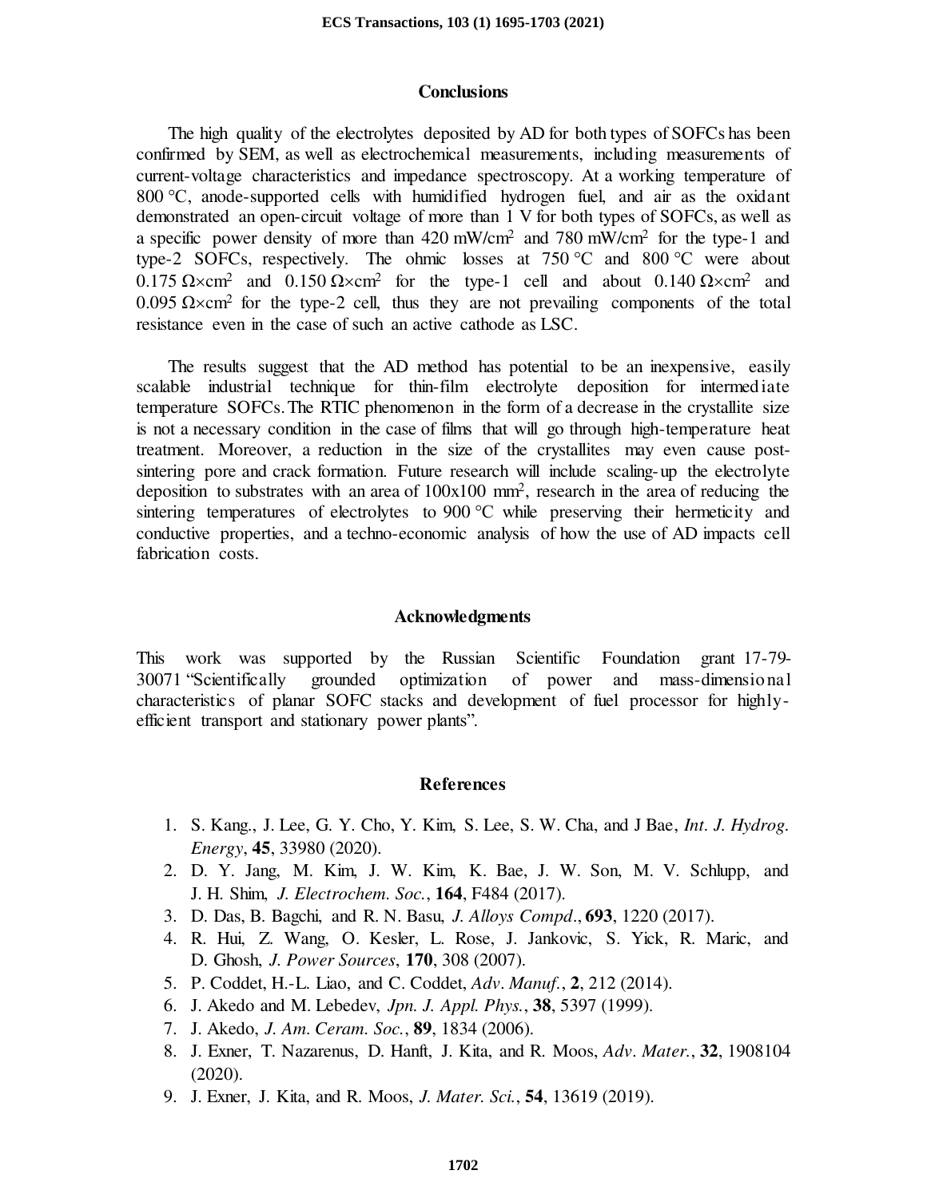## Conclusions

The high quality of the electrolytes deposited by AD for both types of SOFCs has been confirmed by SEM, as well as electrochemical measurements, including measurements of current-voltage characteristics and impedance spectroscopy. At a working temperature of 800 °C, anode-supported cells with humidified hydrogen fuel, and air as the oxidant demonstrated an open-circuit voltage of more than 1 V for both types of SOFCs, as well as a specific power density of more than 420 mW/cm$^2$ and 780 mW/cm$^2$ for the type-1 and type-2 SOFCs, respectively. The ohmic losses at 750 °C and 800 °C were about 0.175 $\Omega\times$cm$^2$ and 0.150 $\Omega\times$cm$^2$ for the type-1 cell and about 0.140 $\Omega\times$cm$^2$ and 0.095 $\Omega\times$cm$^2$ for the type-2 cell, thus they are not prevailing components of the total resistance even in the case of such an active cathode as LSC.

The results suggest that the AD method has potential to be an inexpensive, easily scalable industrial technique for thin-film electrolyte deposition for intermediate temperature SOFCs. The RTIC phenomenon in the form of a decrease in the crystallite size is not a necessary condition in the case of films that will go through high-temperature heat treatment. Moreover, a reduction in the size of the crystallites may even cause post-sintering pore and crack formation. Future research will include scaling-up the electrolyte deposition to substrates with an area of 100x100 mm$^2$, research in the area of reducing the sintering temperatures of electrolytes to 900 °C while preserving their hermeticity and conductive properties, and a techno-economic analysis of how the use of AD impacts cell fabrication costs.

## Acknowledgments

This work was supported by the Russian Scientific Foundation grant 17-79-30071 "Scientifically grounded optimization of power and mass-dimensional characteristics of planar SOFC stacks and development of fuel processor for highly-efficient transport and stationary power plants".

## References

1. S. Kang., J. Lee, G. Y. Cho, Y. Kim, S. Lee, S. W. Cha, and J Bae, *Int. J. Hydrog. Energy*, **45**, 33980 (2020).
2. D. Y. Jang, M. Kim, J. W. Kim, K. Bae, J. W. Son, M. V. Schlupp, and J. H. Shim, *J. Electrochem. Soc.*, **164**, F484 (2017).
3. D. Das, B. Bagchi, and R. N. Basu, *J. Alloys Compd.*, **693**, 1220 (2017).
4. R. Hui, Z. Wang, O. Kesler, L. Rose, J. Jankovic, S. Yick, R. Maric, and D. Ghosh, *J. Power Sources*, **170**, 308 (2007).
5. P. Coddet, H.-L. Liao, and C. Coddet, *Adv. Manuf.*, **2**, 212 (2014).
6. J. Akedo and M. Lebedev, *Jpn. J. Appl. Phys.*, **38**, 5397 (1999).
7. J. Akedo, *J. Am. Ceram. Soc.*, **89**, 1834 (2006).
8. J. Exner, T. Nazarenus, D. Hanft, J. Kita, and R. Moos, *Adv. Mater.*, **32**, 1908104 (2020).
9. J. Exner, J. Kita, and R. Moos, *J. Mater. Sci.*, **54**, 13619 (2019).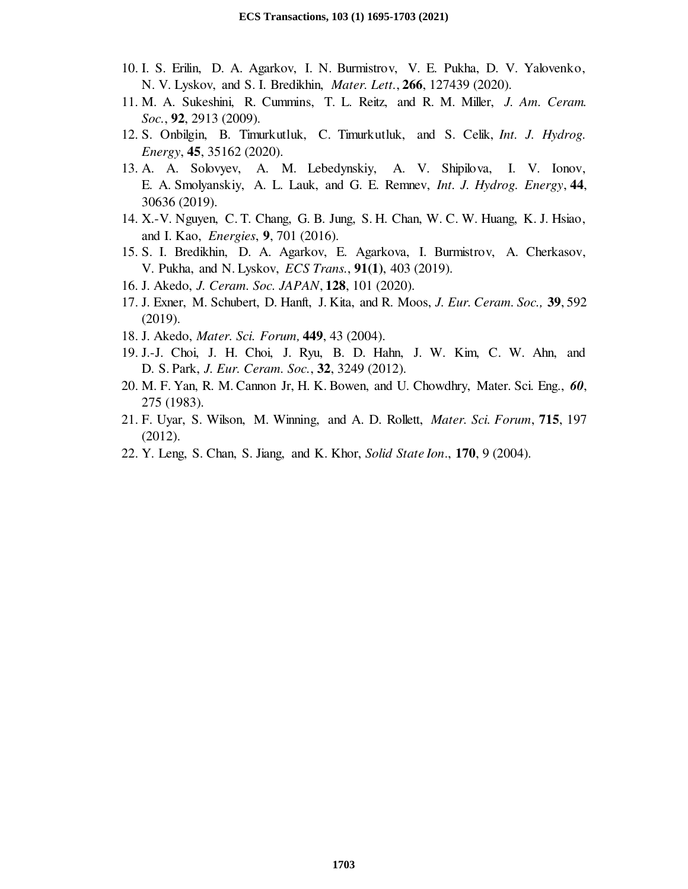10. I. S. Erilin, D. A. Agarkov, I. N. Burmistrov, V. E. Pukha, D. V. Yalovenko, N. V. Lyskov, and S. I. Bredikhin, *Mater. Lett.*, **266**, 127439 (2020).
11. M. A. Sukeshini, R. Cummins, T. L. Reitz, and R. M. Miller, *J. Am. Ceram. Soc.*, **92**, 2913 (2009).
12. S. Onbilgin, B. Timurkutluk, C. Timurkutluk, and S. Celik, *Int. J. Hydrog. Energy*, **45**, 35162 (2020).
13. A. A. Solovyev, A. M. Lebedynskiy, A. V. Shipilova, I. V. Ionov, E. A. Smolyanskiy, A. L. Lauk, and G. E. Remnev, *Int. J. Hydrog. Energy*, **44**, 30636 (2019).
14. X.-V. Nguyen, C. T. Chang, G. B. Jung, S. H. Chan, W. C. W. Huang, K. J. Hsiao, and I. Kao, *Energies*, **9**, 701 (2016).
15. S. I. Bredikhin, D. A. Agarkov, E. Agarkova, I. Burmistrov, A. Cherkasov, V. Pukha, and N. Lyskov, *ECS Trans.*, **91(1)**, 403 (2019).
16. J. Akedo, *J. Ceram. Soc. JAPAN*, **128**, 101 (2020).
17. J. Exner, M. Schubert, D. Hanft, J. Kita, and R. Moos, *J. Eur. Ceram. Soc.,* **39**, 592 (2019).
18. J. Akedo, *Mater. Sci. Forum,* **449**, 43 (2004).
19. J.-J. Choi, J. H. Choi, J. Ryu, B. D. Hahn, J. W. Kim, C. W. Ahn, and D. S. Park, *J. Eur. Ceram. Soc.*, **32**, 3249 (2012).
20. M. F. Yan, R. M. Cannon Jr, H. K. Bowen, and U. Chowdhry, Mater. Sci. Eng., ***60***, 275 (1983).
21. F. Uyar, S. Wilson, M. Winning, and A. D. Rollett, *Mater. Sci. Forum*, **715**, 197 (2012).
22. Y. Leng, S. Chan, S. Jiang, and K. Khor, *Solid State Ion*., **170**, 9 (2004).